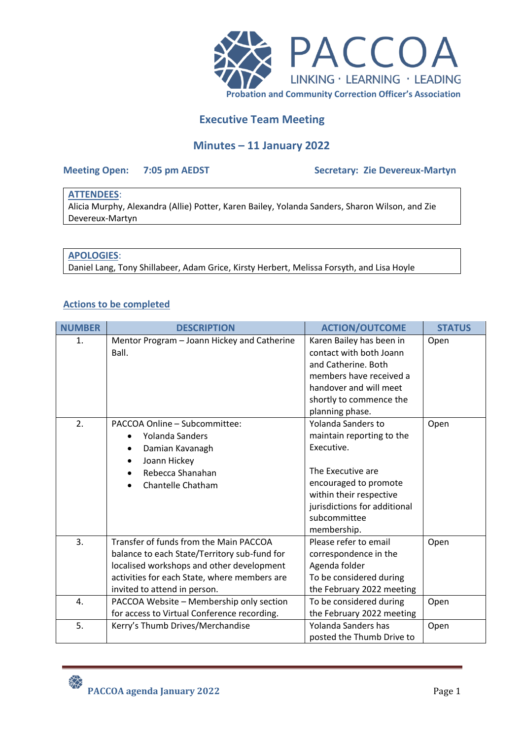PACCOA
LINKING · LEARNING · LEADING
Probation and Community Correction Officer's Association

# Executive Team Meeting

## Minutes – 11 January 2022

**Meeting Open:** 7:05 pm AEDST **Secretary:** Zie Devereux-Martyn

**ATTENDEES**:
Alicia Murphy, Alexandra (Allie) Potter, Karen Bailey, Yolanda Sanders, Sharon Wilson, and Zie Devereux-Martyn

**APOLOGIES**:
Daniel Lang, Tony Shillabeer, Adam Grice, Kirsty Herbert, Melissa Forsyth, and Lisa Hoyle

### Actions to be completed

| NUMBER | DESCRIPTION | ACTION/OUTCOME | STATUS |
|---|---|---|---|
| 1. | Mentor Program – Joann Hickey and Catherine Ball. | Karen Bailey has been in contact with both Joann and Catherine. Both members have received a handover and will meet shortly to commence the planning phase. | Open |
| 2. | PACCOA Online – Subcommittee: <br>• Yolanda Sanders <br>• Damian Kavanagh <br>• Joann Hickey <br>• Rebecca Shanahan <br>• Chantelle Chatham | Yolanda Sanders to maintain reporting to the Executive. <br><br>The Executive are encouraged to promote within their respective jurisdictions for additional subcommittee membership. | Open |
| 3. | Transfer of funds from the Main PACCOA balance to each State/Territory sub-fund for localised workshops and other development activities for each State, where members are invited to attend in person. | Please refer to email correspondence in the Agenda folder <br>To be considered during the February 2022 meeting | Open |
| 4. | PACCOA Website – Membership only section for access to Virtual Conference recording. | To be considered during the February 2022 meeting | Open |
| 5. | Kerry's Thumb Drives/Merchandise | Yolanda Sanders has posted the Thumb Drive to | Open |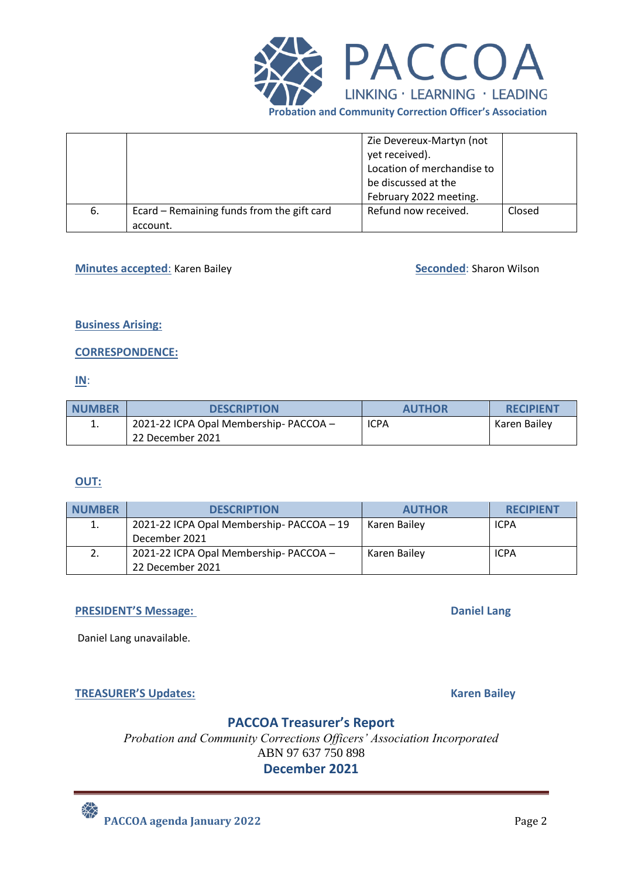| | | Zie Devereux-Martyn (not yet received). Location of merchandise to be discussed at the February 2022 meeting. | |
|---|---|---|---|
| 6. | Ecard – Remaining funds from the gift card account. | Refund now received. | Closed |

**Minutes accepted**: Karen Bailey

**Seconded**: Sharon Wilson

**Business Arising:**

**CORRESPONDENCE:**

**IN**:

| NUMBER | DESCRIPTION | AUTHOR | RECIPIENT |
|---|---|---|---|
| 1. | 2021-22 ICPA Opal Membership- PACCOA – 22 December 2021 | ICPA | Karen Bailey |

**OUT:**

| NUMBER | DESCRIPTION | AUTHOR | RECIPIENT |
|---|---|---|---|
| 1. | 2021-22 ICPA Opal Membership- PACCOA – 19 December 2021 | Karen Bailey | ICPA |
| 2. | 2021-22 ICPA Opal Membership- PACCOA – 22 December 2021 | Karen Bailey | ICPA |

**PRESIDENT'S Message:** **Daniel Lang**

Daniel Lang unavailable.

**TREASURER'S Updates:** **Karen Bailey**

## PACCOA Treasurer's Report

*Probation and Community Corrections Officers' Association Incorporated*

ABN 97 637 750 898

**December 2021**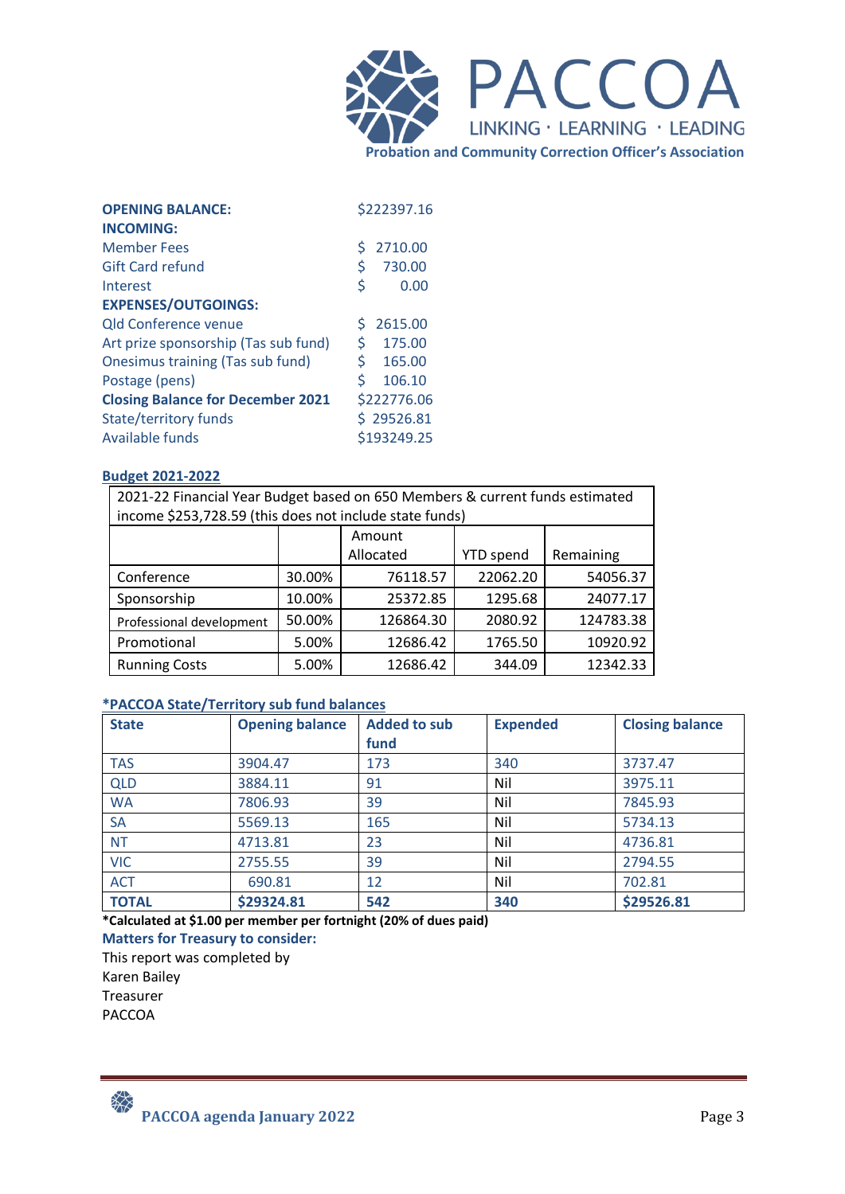PACCOA

LINKING · LEARNING · LEADING

Probation and Community Correction Officer's Association

| | |
|---|---|
| **OPENING BALANCE:** | $222397.16 |
| **INCOMING:** | |
| Member Fees | $ 2710.00 |
| Gift Card refund | $ 730.00 |
| Interest | $ 0.00 |
| **EXPENSES/OUTGOINGS:** | |
| Qld Conference venue | $ 2615.00 |
| Art prize sponsorship (Tas sub fund) | $ 175.00 |
| Onesimus training (Tas sub fund) | $ 165.00 |
| Postage (pens) | $ 106.10 |
| **Closing Balance for December 2021** | $222776.06 |
| State/territory funds | $ 29526.81 |
| Available funds | $193249.25 |

**Budget 2021-2022**

| 2021-22 Financial Year Budget based on 650 Members & current funds estimated income $253,728.59 (this does not include state funds) | | | | |
|---|---|---|---|---|
| | | Amount Allocated | YTD spend | Remaining |
| Conference | 30.00% | 76118.57 | 22062.20 | 54056.37 |
| Sponsorship | 10.00% | 25372.85 | 1295.68 | 24077.17 |
| Professional development | 50.00% | 126864.30 | 2080.92 | 124783.38 |
| Promotional | 5.00% | 12686.42 | 1765.50 | 10920.92 |
| Running Costs | 5.00% | 12686.42 | 344.09 | 12342.33 |

**\*PACCOA State/Territory sub fund balances**

| State | Opening balance | Added to sub fund | Expended | Closing balance |
|---|---|---|---|---|
| TAS | 3904.47 | 173 | 340 | 3737.47 |
| QLD | 3884.11 | 91 | Nil | 3975.11 |
| WA | 7806.93 | 39 | Nil | 7845.93 |
| SA | 5569.13 | 165 | Nil | 5734.13 |
| NT | 4713.81 | 23 | Nil | 4736.81 |
| VIC | 2755.55 | 39 | Nil | 2794.55 |
| ACT | 690.81 | 12 | Nil | 702.81 |
| **TOTAL** | **$29324.81** | **542** | **340** | **$29526.81** |

**\*Calculated at $1.00 per member per fortnight (20% of dues paid)**

**Matters for Treasury to consider:**

This report was completed by
Karen Bailey
Treasurer
PACCOA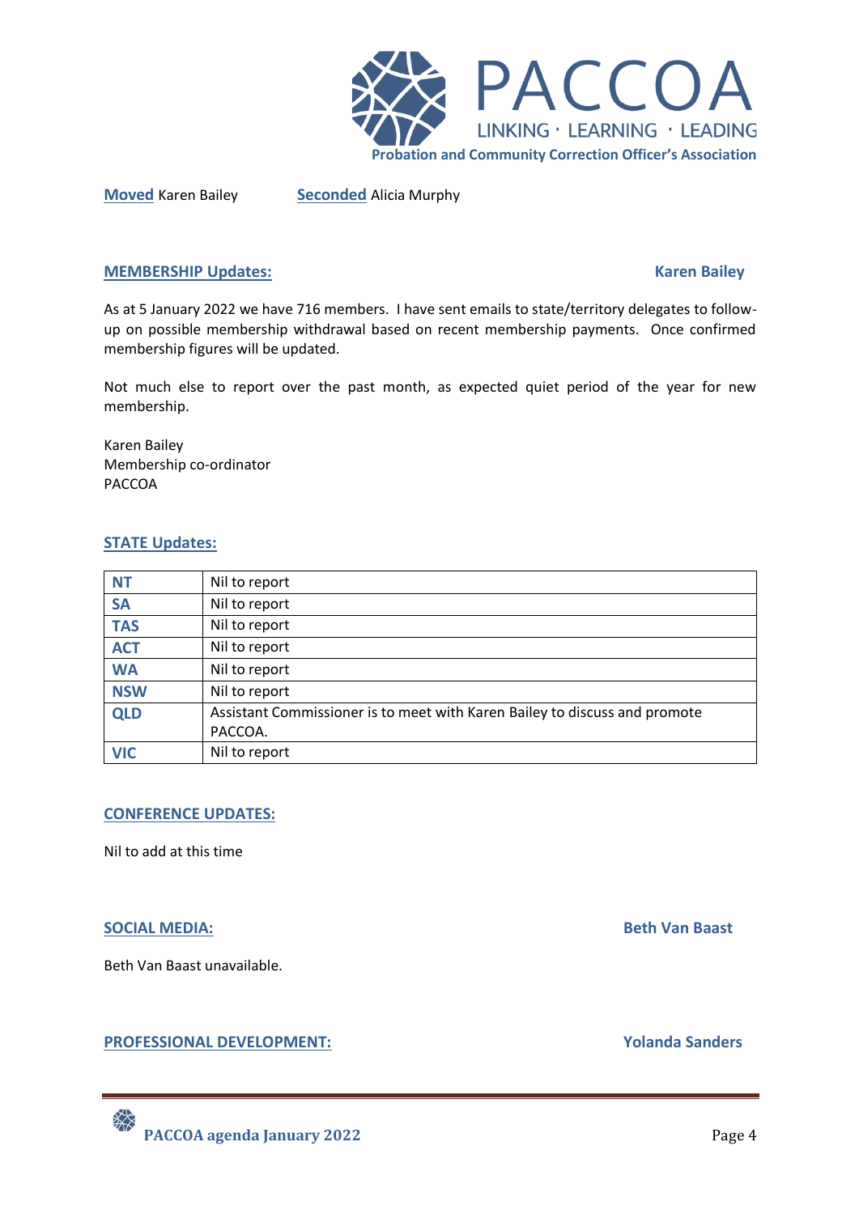**Moved** Karen Bailey **Seconded** Alicia Murphy

## MEMBERSHIP Updates: Karen Bailey

As at 5 January 2022 we have 716 members. I have sent emails to state/territory delegates to follow-up on possible membership withdrawal based on recent membership payments. Once confirmed membership figures will be updated.

Not much else to report over the past month, as expected quiet period of the year for new membership.

Karen Bailey
Membership co-ordinator
PACCOA

## STATE Updates:

| | |
|---|---|
| **NT** | Nil to report |
| **SA** | Nil to report |
| **TAS** | Nil to report |
| **ACT** | Nil to report |
| **WA** | Nil to report |
| **NSW** | Nil to report |
| **QLD** | Assistant Commissioner is to meet with Karen Bailey to discuss and promote PACCOA. |
| **VIC** | Nil to report |

## CONFERENCE UPDATES:

Nil to add at this time

## SOCIAL MEDIA: Beth Van Baast

Beth Van Baast unavailable.

## PROFESSIONAL DEVELOPMENT: Yolanda Sanders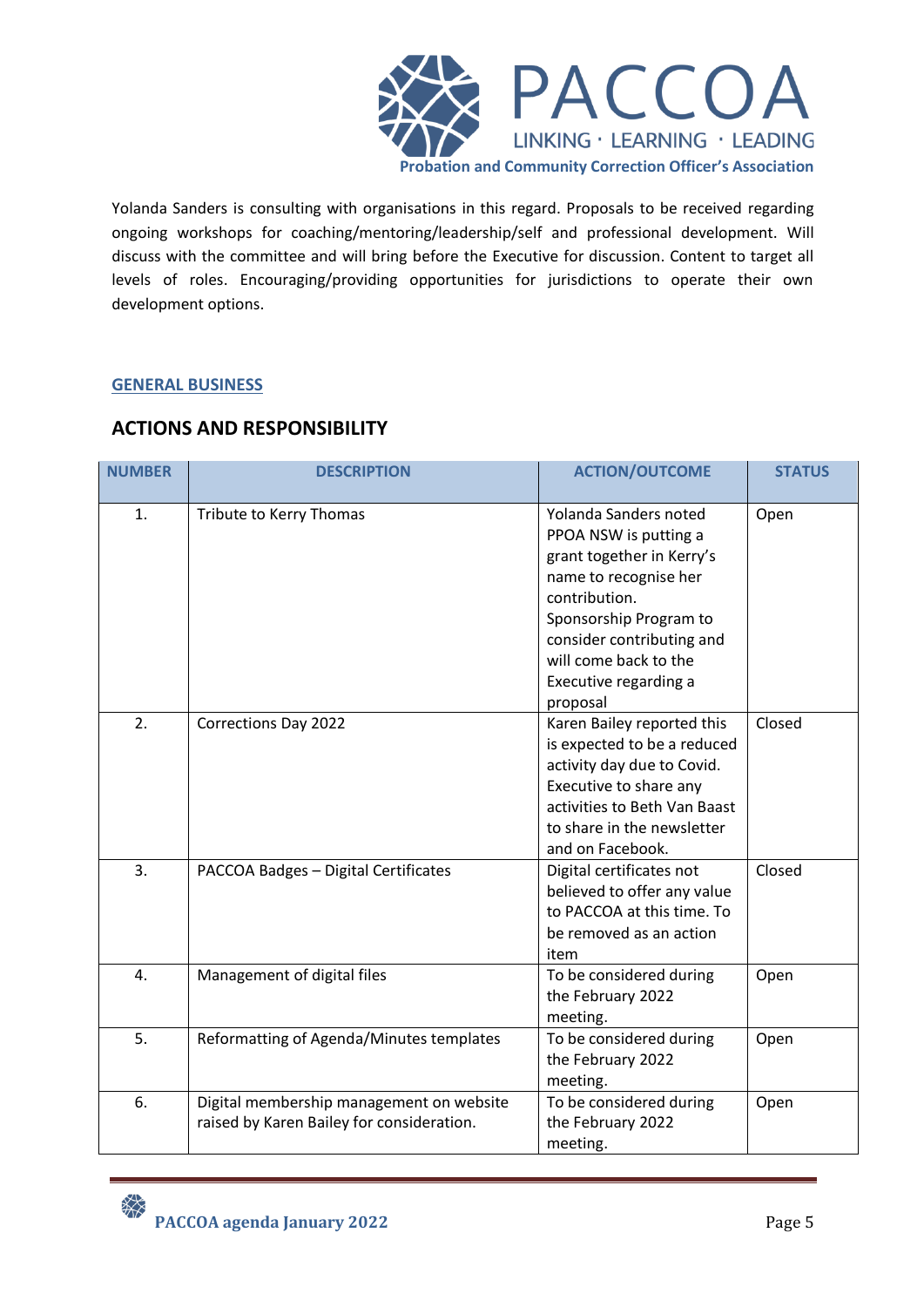Yolanda Sanders is consulting with organisations in this regard. Proposals to be received regarding ongoing workshops for coaching/mentoring/leadership/self and professional development. Will discuss with the committee and will bring before the Executive for discussion. Content to target all levels of roles. Encouraging/providing opportunities for jurisdictions to operate their own development options.

**GENERAL BUSINESS**

## ACTIONS AND RESPONSIBILITY

| NUMBER | DESCRIPTION | ACTION/OUTCOME | STATUS |
|---|---|---|---|
| 1. | Tribute to Kerry Thomas | Yolanda Sanders noted PPOA NSW is putting a grant together in Kerry's name to recognise her contribution. Sponsorship Program to consider contributing and will come back to the Executive regarding a proposal | Open |
| 2. | Corrections Day 2022 | Karen Bailey reported this is expected to be a reduced activity day due to Covid. Executive to share any activities to Beth Van Baast to share in the newsletter and on Facebook. | Closed |
| 3. | PACCOA Badges – Digital Certificates | Digital certificates not believed to offer any value to PACCOA at this time. To be removed as an action item | Closed |
| 4. | Management of digital files | To be considered during the February 2022 meeting. | Open |
| 5. | Reformatting of Agenda/Minutes templates | To be considered during the February 2022 meeting. | Open |
| 6. | Digital membership management on website raised by Karen Bailey for consideration. | To be considered during the February 2022 meeting. | Open |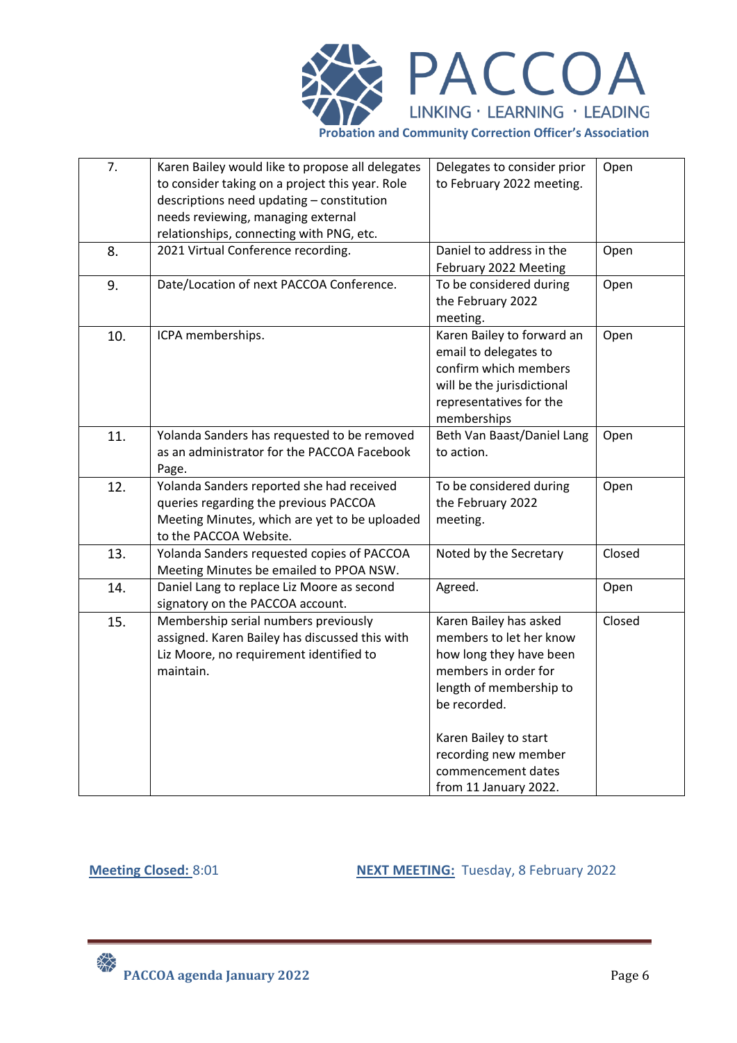| | | | |
|---|---|---|---|
| 7. | Karen Bailey would like to propose all delegates to consider taking on a project this year. Role descriptions need updating – constitution needs reviewing, managing external relationships, connecting with PNG, etc. | Delegates to consider prior to February 2022 meeting. | Open |
| 8. | 2021 Virtual Conference recording. | Daniel to address in the February 2022 Meeting | Open |
| 9. | Date/Location of next PACCOA Conference. | To be considered during the February 2022 meeting. | Open |
| 10. | ICPA memberships. | Karen Bailey to forward an email to delegates to confirm which members will be the jurisdictional representatives for the memberships | Open |
| 11. | Yolanda Sanders has requested to be removed as an administrator for the PACCOA Facebook Page. | Beth Van Baast/Daniel Lang to action. | Open |
| 12. | Yolanda Sanders reported she had received queries regarding the previous PACCOA Meeting Minutes, which are yet to be uploaded to the PACCOA Website. | To be considered during the February 2022 meeting. | Open |
| 13. | Yolanda Sanders requested copies of PACCOA Meeting Minutes be emailed to PPOA NSW. | Noted by the Secretary | Closed |
| 14. | Daniel Lang to replace Liz Moore as second signatory on the PACCOA account. | Agreed. | Open |
| 15. | Membership serial numbers previously assigned. Karen Bailey has discussed this with Liz Moore, no requirement identified to maintain. | Karen Bailey has asked members to let her know how long they have been members in order for length of membership to be recorded.<br><br>Karen Bailey to start recording new member commencement dates from 11 January 2022. | Closed |

**Meeting Closed:** 8:01

**NEXT MEETING:** Tuesday, 8 February 2022